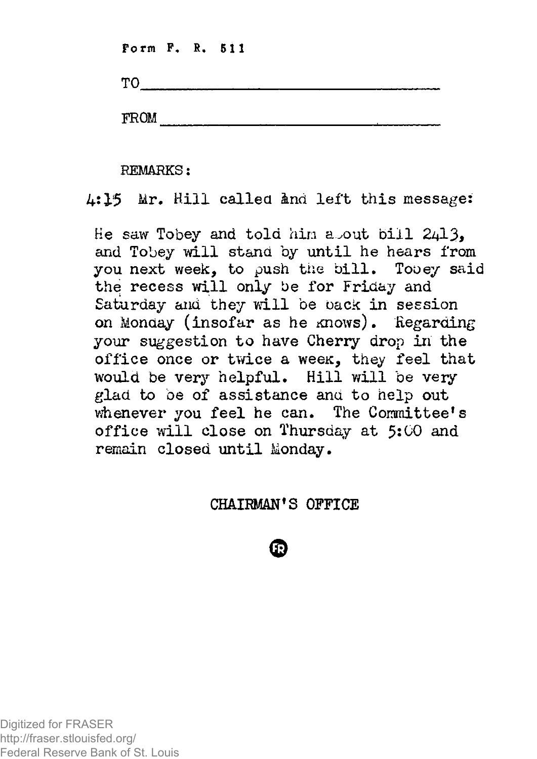Form F. R. 511

TO ___________________________________

FROM ___________________________________

REMARKS:

4:15 Mr. Hill called and left this message:

He saw Tobey and told him about bill 2413, and Tobey will stand by until he hears from you next week, to push the bill. Tobey said the recess will only be for Friday and Saturday and they will be back in session on Monday (insofar as he knows). Regarding your suggestion to have Cherry drop in the office once or twice a week, they feel that would be very helpful. Hill will be very glad to be of assistance and to help out whenever you feel he can. The Committee's office will close on Thursday at 5:00 and remain closed until Monday.

CHAIRMAN'S OFFICE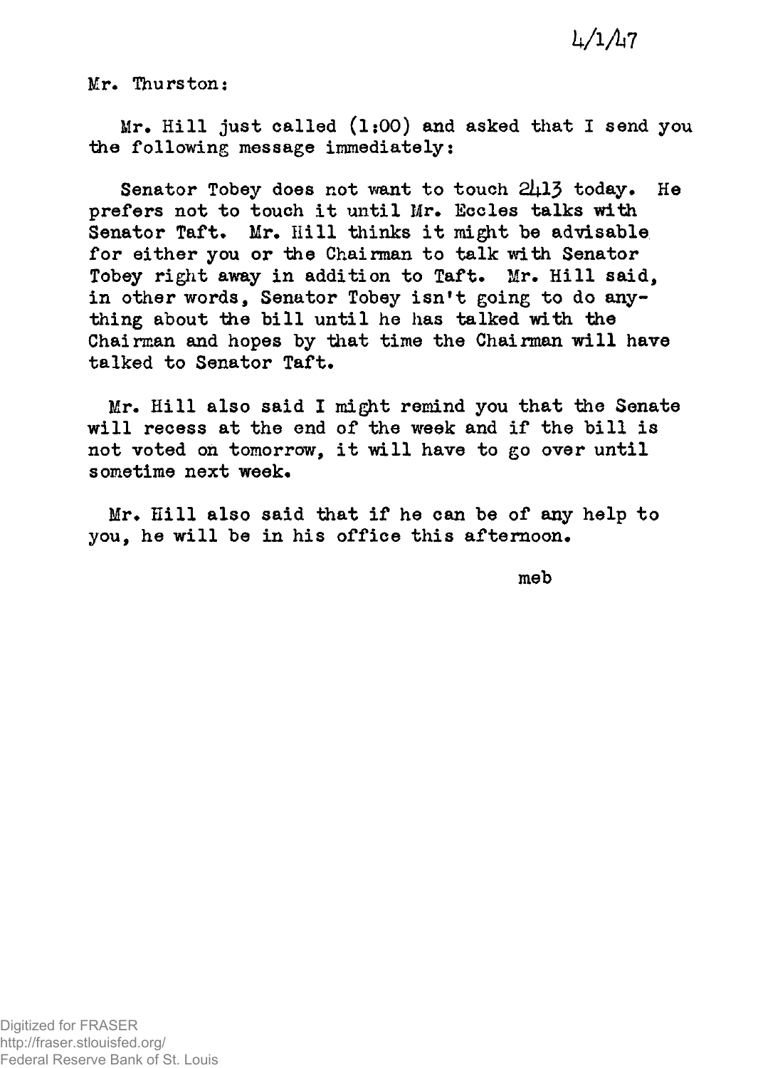4/1/47

Mr. Thurston:

Mr. Hill just called (1:00) and asked that I send you the following message immediately:

Senator Tobey does not want to touch 2413 today. He prefers not to touch it until Mr. Eccles talks with Senator Taft. Mr. Hill thinks it might be advisable for either you or the Chairman to talk with Senator Tobey right away in addition to Taft. Mr. Hill said, in other words, Senator Tobey isn't going to do anything about the bill until he has talked with the Chairman and hopes by that time the Chairman will have talked to Senator Taft.

Mr. Hill also said I might remind you that the Senate will recess at the end of the week and if the bill is not voted on tomorrow, it will have to go over until sometime next week.

Mr. Hill also said that if he can be of any help to you, he will be in his office this afternoon.

meb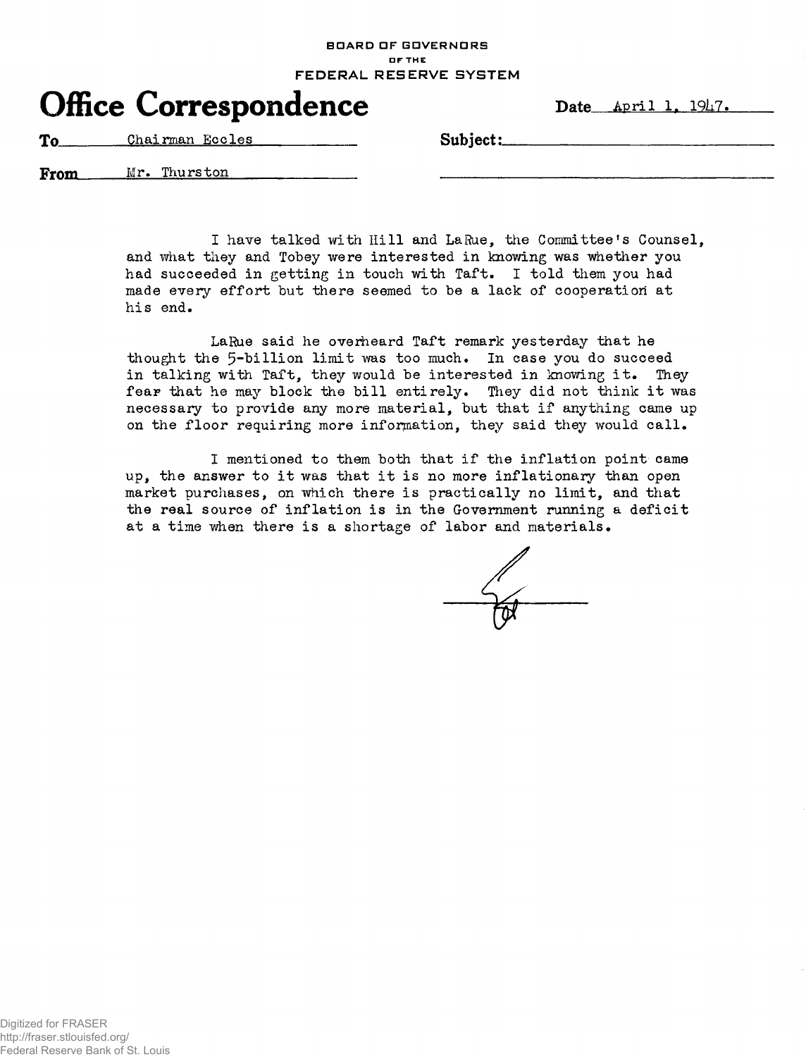BOARD OF GOVERNORS
OF THE
FEDERAL RESERVE SYSTEM

# Office Correspondence

Date April 1, 1947.

To Chairman Eccles

Subject:

From Mr. Thurston

I have talked with Hill and LaRue, the Committee's Counsel, and what they and Tobey were interested in knowing was whether you had succeeded in getting in touch with Taft. I told them you had made every effort but there seemed to be a lack of cooperation at his end.

LaRue said he overheard Taft remark yesterday that he thought the 5-billion limit was too much. In case you do succeed in talking with Taft, they would be interested in knowing it. They fear that he may block the bill entirely. They did not think it was necessary to provide any more material, but that if anything came up on the floor requiring more information, they said they would call.

I mentioned to them both that if the inflation point came up, the answer to it was that it is no more inflationary than open market purchases, on which there is practically no limit, and that the real source of inflation is in the Government running a deficit at a time when there is a shortage of labor and materials.